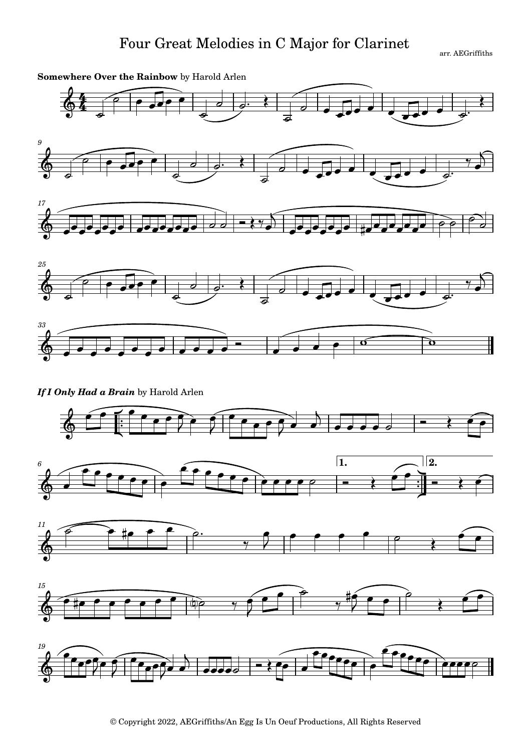# Four Great Melodies in C Major for Clarinet

arr. AEGriffiths

**Somewhere Over the Rainbow** by Harold Arlen

***If I Only Had a Brain*** by Harold Arlen

© Copyright 2022, AEGriffiths/An Egg Is Un Oeuf Productions, All Rights Reserved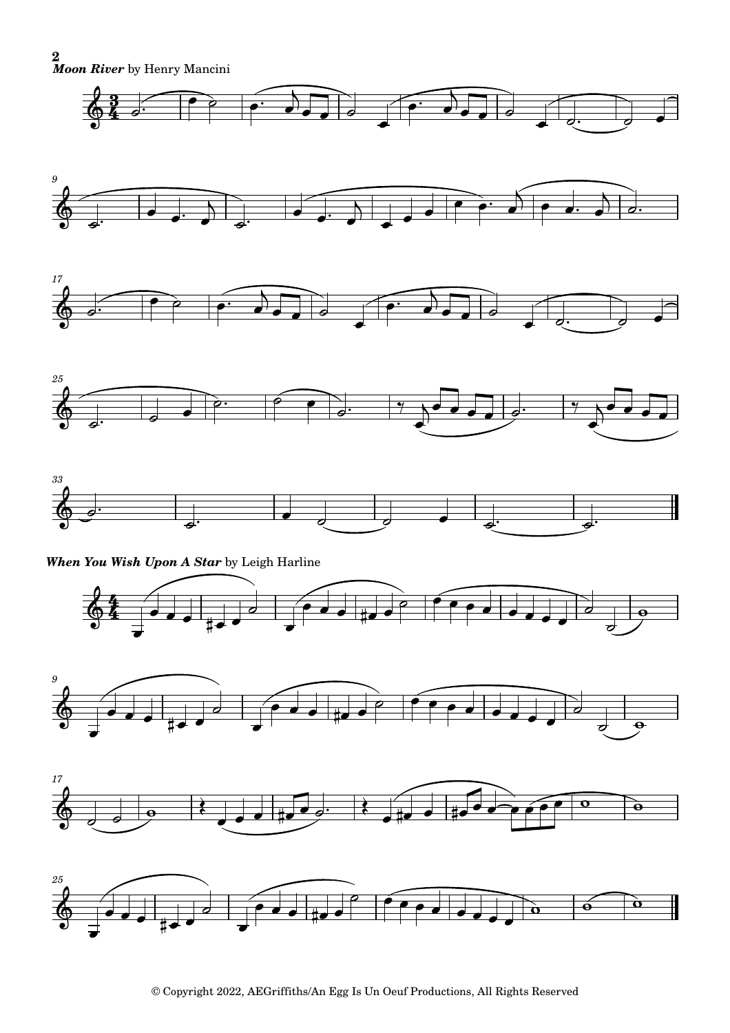***Moon River*** by Henry Mancini

***When You Wish Upon A Star*** by Leigh Harline

© Copyright 2022, AEGriffiths/An Egg Is Un Oeuf Productions, All Rights Reserved